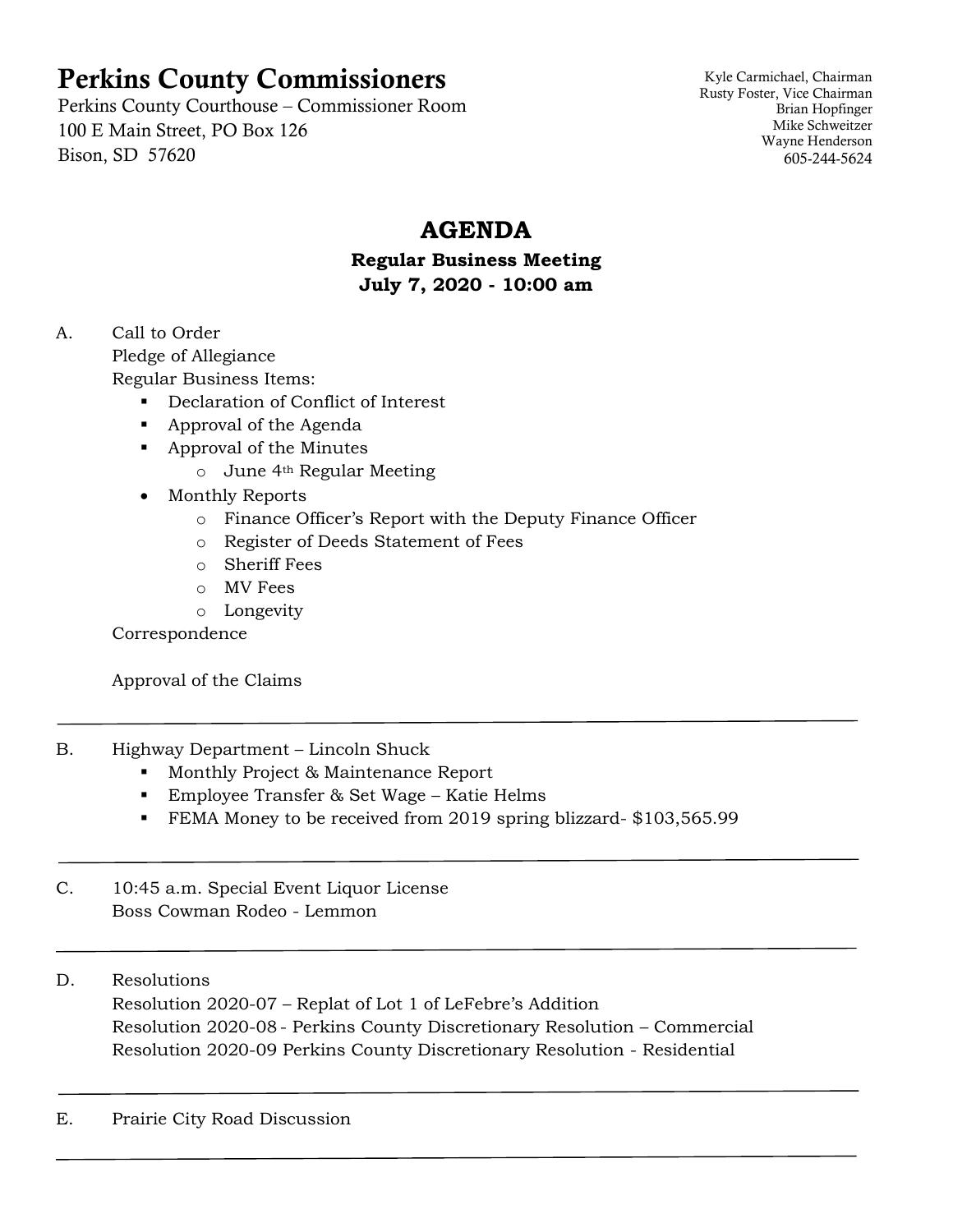# Perkins County Commissioners

Perkins County Courthouse – Commissioner Room
100 E Main Street, PO Box 126
Bison, SD 57620

Kyle Carmichael, Chairman
Rusty Foster, Vice Chairman
Brian Hopfinger
Mike Schweitzer
Wayne Henderson
605-244-5624

## AGENDA

### Regular Business Meeting
### July 7, 2020 - 10:00 am

A. Call to Order
Pledge of Allegiance
Regular Business Items:

- Declaration of Conflict of Interest
- Approval of the Agenda
- Approval of the Minutes
  - June 4th Regular Meeting
- Monthly Reports
  - Finance Officer's Report with the Deputy Finance Officer
  - Register of Deeds Statement of Fees
  - Sheriff Fees
  - MV Fees
  - Longevity

Correspondence

Approval of the Claims

---

B. Highway Department – Lincoln Shuck

- Monthly Project & Maintenance Report
- Employee Transfer & Set Wage – Katie Helms
- FEMA Money to be received from 2019 spring blizzard- $103,565.99

---

C. 10:45 a.m. Special Event Liquor License
Boss Cowman Rodeo - Lemmon

---

D. Resolutions
Resolution 2020-07 – Replat of Lot 1 of LeFebre's Addition
Resolution 2020-08 - Perkins County Discretionary Resolution – Commercial
Resolution 2020-09 Perkins County Discretionary Resolution - Residential

---

E. Prairie City Road Discussion

---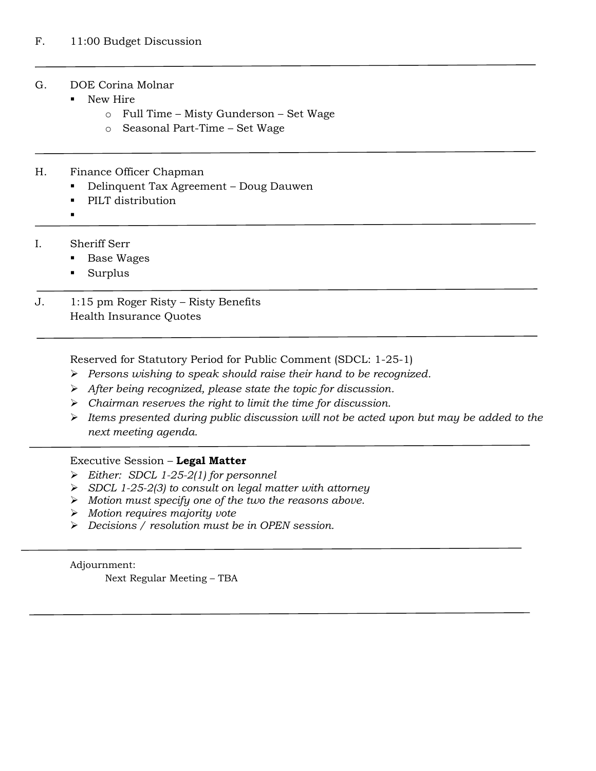F. 11:00 Budget Discussion

---

G. DOE Corina Molnar
- New Hire
  - Full Time – Misty Gunderson – Set Wage
  - Seasonal Part-Time – Set Wage

---

H. Finance Officer Chapman
- Delinquent Tax Agreement – Doug Dauwen
- PILT distribution
-

---

I. Sheriff Serr
- Base Wages
- Surplus

---

J. 1:15 pm Roger Risty – Risty Benefits
Health Insurance Quotes

---

Reserved for Statutory Period for Public Comment (SDCL: 1-25-1)
- *Persons wishing to speak should raise their hand to be recognized.*
- *After being recognized, please state the topic for discussion.*
- *Chairman reserves the right to limit the time for discussion.*
- *Items presented during public discussion will not be acted upon but may be added to the next meeting agenda.*

---

Executive Session – **Legal Matter**
- *Either: SDCL 1-25-2(1) for personnel*
- *SDCL 1-25-2(3) to consult on legal matter with attorney*
- *Motion must specify one of the two the reasons above.*
- *Motion requires majority vote*
- *Decisions / resolution must be in OPEN session.*

---

Adjournment:
Next Regular Meeting – TBA

---